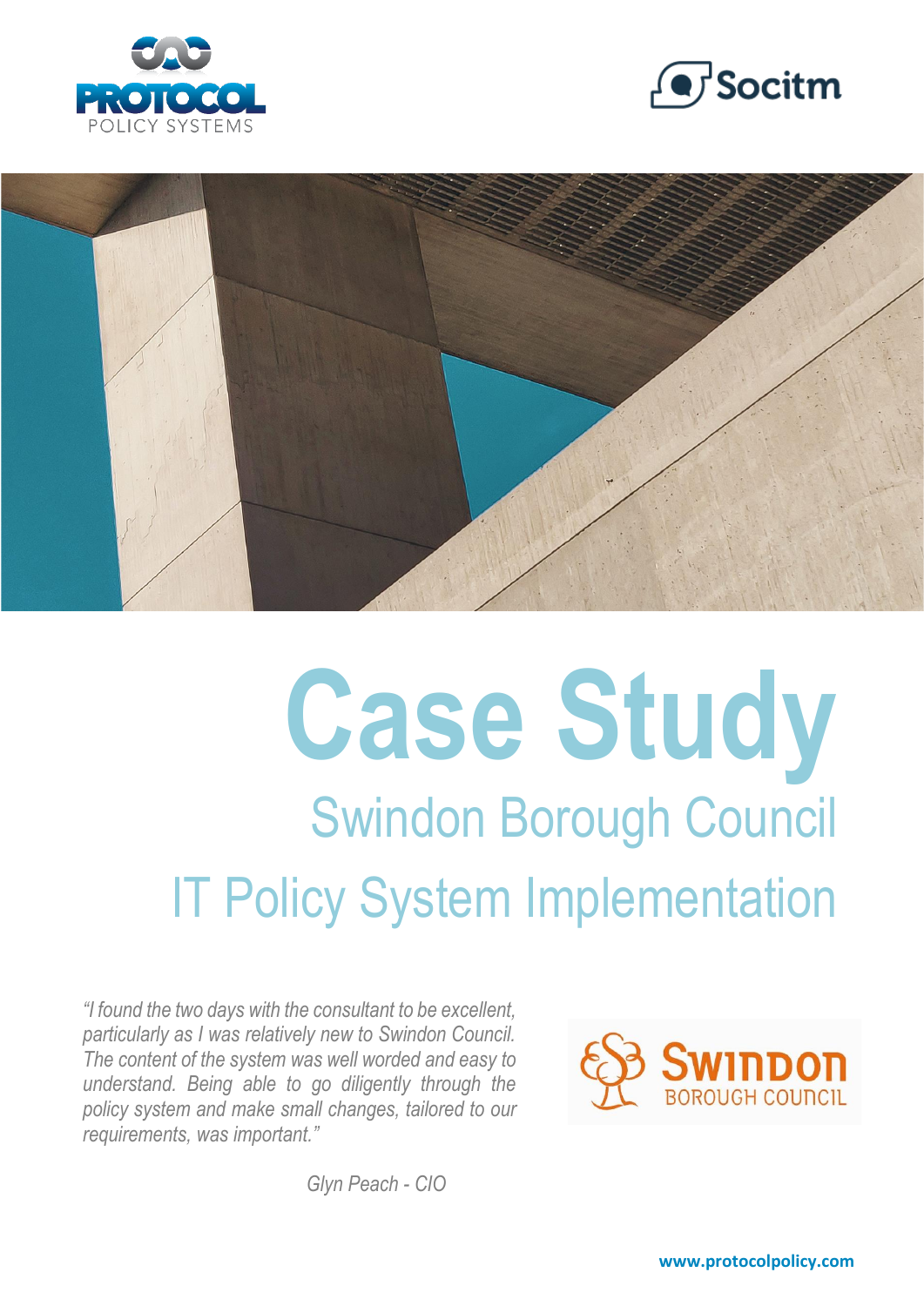PROTOCOL POLICY SYSTEMS

Socitm

# Case Study

## Swindon Borough Council

## IT Policy System Implementation

*"I found the two days with the consultant to be excellent, particularly as I was relatively new to Swindon Council. The content of the system was well worded and easy to understand. Being able to go diligently through the policy system and make small changes, tailored to our requirements, was important."*

*Glyn Peach - CIO*

Swindon Borough Council

**www.protocolpolicy.com**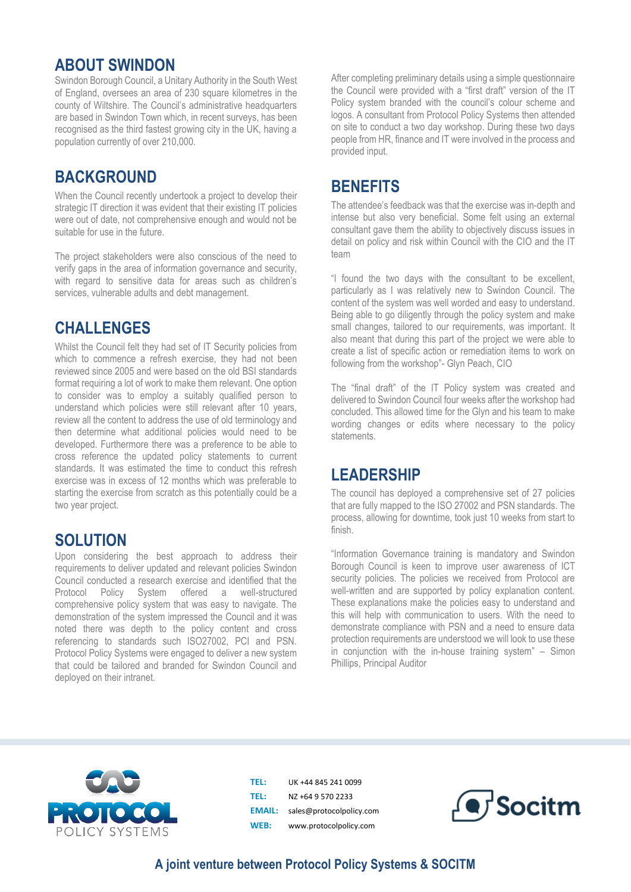## ABOUT SWINDON

Swindon Borough Council, a Unitary Authority in the South West of England, oversees an area of 230 square kilometres in the county of Wiltshire. The Council's administrative headquarters are based in Swindon Town which, in recent surveys, has been recognised as the third fastest growing city in the UK, having a population currently of over 210,000.

## BACKGROUND

When the Council recently undertook a project to develop their strategic IT direction it was evident that their existing IT policies were out of date, not comprehensive enough and would not be suitable for use in the future.

The project stakeholders were also conscious of the need to verify gaps in the area of information governance and security, with regard to sensitive data for areas such as children's services, vulnerable adults and debt management.

## CHALLENGES

Whilst the Council felt they had set of IT Security policies from which to commence a refresh exercise, they had not been reviewed since 2005 and were based on the old BSI standards format requiring a lot of work to make them relevant. One option to consider was to employ a suitably qualified person to understand which policies were still relevant after 10 years, review all the content to address the use of old terminology and then determine what additional policies would need to be developed. Furthermore there was a preference to be able to cross reference the updated policy statements to current standards. It was estimated the time to conduct this refresh exercise was in excess of 12 months which was preferable to starting the exercise from scratch as this potentially could be a two year project.

## SOLUTION

Upon considering the best approach to address their requirements to deliver updated and relevant policies Swindon Council conducted a research exercise and identified that the Protocol Policy System offered a well-structured comprehensive policy system that was easy to navigate. The demonstration of the system impressed the Council and it was noted there was depth to the policy content and cross referencing to standards such ISO27002, PCI and PSN. Protocol Policy Systems were engaged to deliver a new system that could be tailored and branded for Swindon Council and deployed on their intranet.

After completing preliminary details using a simple questionnaire the Council were provided with a "first draft" version of the IT Policy system branded with the council's colour scheme and logos. A consultant from Protocol Policy Systems then attended on site to conduct a two day workshop. During these two days people from HR, finance and IT were involved in the process and provided input.

## BENEFITS

The attendee's feedback was that the exercise was in-depth and intense but also very beneficial. Some felt using an external consultant gave them the ability to objectively discuss issues in detail on policy and risk within Council with the CIO and the IT team

"I found the two days with the consultant to be excellent, particularly as I was relatively new to Swindon Council. The content of the system was well worded and easy to understand. Being able to go diligently through the policy system and make small changes, tailored to our requirements, was important. It also meant that during this part of the project we were able to create a list of specific action or remediation items to work on following from the workshop"- Glyn Peach, CIO

The "final draft" of the IT Policy system was created and delivered to Swindon Council four weeks after the workshop had concluded. This allowed time for the Glyn and his team to make wording changes or edits where necessary to the policy statements.

## LEADERSHIP

The council has deployed a comprehensive set of 27 policies that are fully mapped to the ISO 27002 and PSN standards. The process, allowing for downtime, took just 10 weeks from start to finish.

"Information Governance training is mandatory and Swindon Borough Council is keen to improve user awareness of ICT security policies. The policies we received from Protocol are well-written and are supported by policy explanation content. These explanations make the policies easy to understand and this will help with communication to users. With the need to demonstrate compliance with PSN and a need to ensure data protection requirements are understood we will look to use these in conjunction with the in-house training system" – Simon Phillips, Principal Auditor

PROTOCOL POLICY SYSTEMS

**TEL:** UK +44 845 241 0099
**TEL:** NZ +64 9 570 2233
**EMAIL:** sales@protocolpolicy.com
**WEB:** www.protocolpolicy.com

Socitm

**A joint venture between Protocol Policy Systems & SOCITM**